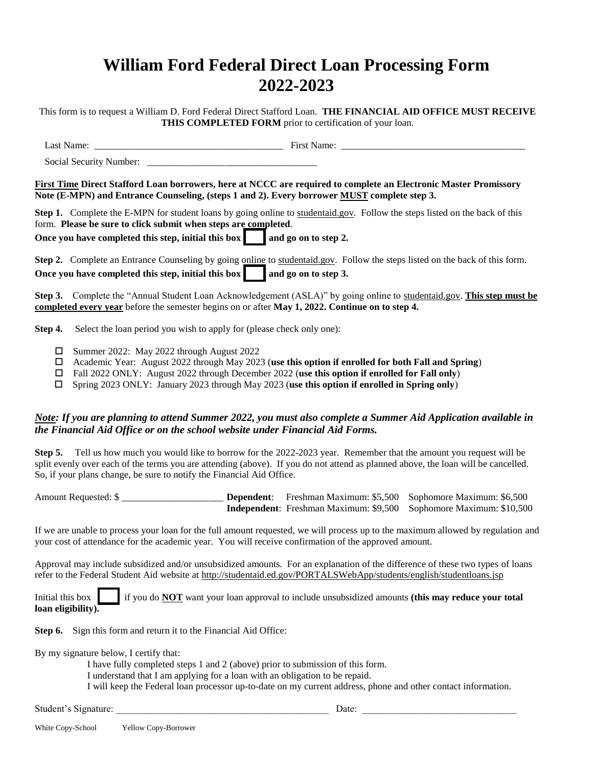# William Ford Federal Direct Loan Processing Form
# 2022-2023

This form is to request a William D. Ford Federal Direct Stafford Loan. **THE FINANCIAL AID OFFICE MUST RECEIVE THIS COMPLETED FORM** prior to certification of your loan.

Last Name: ______________________________________ First Name: ____________________________________

Social Security Number: ___________________________________

**First Time Direct Stafford Loan borrowers, here at NCCC are required to complete an Electronic Master Promissory Note (E-MPN) and Entrance Counseling, (steps 1 and 2). Every borrower MUST complete step 3.**

**Step 1.** Complete the E-MPN for student loans by going online to studentaid.gov. Follow the steps listed on the back of this form. **Please be sure to click submit when steps are completed**.
**Once you have completed this step, initial this box ☐ and go on to step 2.**

**Step 2.** Complete an Entrance Counseling by going online to studentaid.gov. Follow the steps listed on the back of this form.
**Once you have completed this step, initial this box ☐ and go on to step 3.**

**Step 3.** Complete the "Annual Student Loan Acknowledgement (ASLA)" by going online to studentaid.gov. **This step must be completed every year** before the semester begins on or after **May 1, 2022. Continue on to step 4.**

**Step 4.** Select the loan period you wish to apply for (please check only one):

- ☐ Summer 2022: May 2022 through August 2022
- ☐ Academic Year: August 2022 through May 2023 (**use this option if enrolled for both Fall and Spring**)
- ☐ Fall 2022 ONLY: August 2022 through December 2022 (**use this option if enrolled for Fall only**)
- ☐ Spring 2023 ONLY: January 2023 through May 2023 (**use this option if enrolled in Spring only**)

***Note: If you are planning to attend Summer 2022, you must also complete a Summer Aid Application available in the Financial Aid Office or on the school website under Financial Aid Forms.***

**Step 5.** Tell us how much you would like to borrow for the 2022-2023 year. Remember that the amount you request will be split evenly over each of the terms you are attending (above). If you do not attend as planned above, the loan will be cancelled. So, if your plans change, be sure to notify the Financial Aid Office.

Amount Requested: $ ____________________ **Dependent**: Freshman Maximum: $5,500 Sophomore Maximum: $6,500
**Independent**: Freshman Maximum: $9,500 Sophomore Maximum: $10,500

If we are unable to process your loan for the full amount requested, we will process up to the maximum allowed by regulation and your cost of attendance for the academic year. You will receive confirmation of the approved amount.

Approval may include subsidized and/or unsubsidized amounts. For an explanation of the difference of these two types of loans refer to the Federal Student Aid website at http://studentaid.ed.gov/PORTALSWebApp/students/english/studentloans.jsp

Initial this box ☐ if you do **NOT** want your loan approval to include unsubsidized amounts **(this may reduce your total loan eligibility).**

**Step 6.** Sign this form and return it to the Financial Aid Office:

By my signature below, I certify that:

I have fully completed steps 1 and 2 (above) prior to submission of this form.
I understand that I am applying for a loan with an obligation to be repaid.
I will keep the Federal loan processor up-to-date on my current address, phone and other contact information.

Student's Signature: ____________________________________________ Date: _______________________________

White Copy-School Yellow Copy-Borrower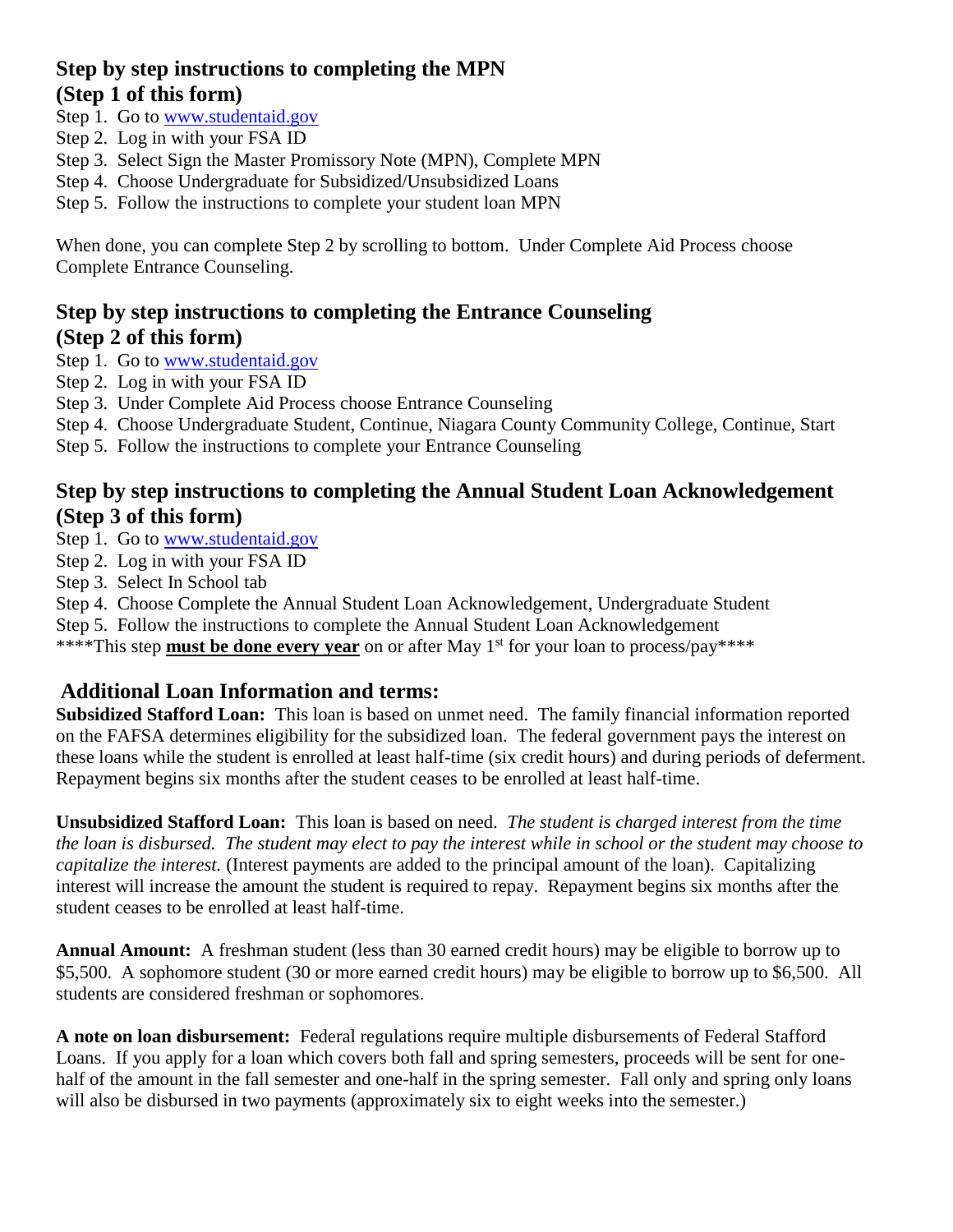## Step by step instructions to completing the MPN (Step 1 of this form)

Step 1. Go to www.studentaid.gov
Step 2. Log in with your FSA ID
Step 3. Select Sign the Master Promissory Note (MPN), Complete MPN
Step 4. Choose Undergraduate for Subsidized/Unsubsidized Loans
Step 5. Follow the instructions to complete your student loan MPN

When done, you can complete Step 2 by scrolling to bottom. Under Complete Aid Process choose Complete Entrance Counseling.

## Step by step instructions to completing the Entrance Counseling (Step 2 of this form)

Step 1. Go to www.studentaid.gov
Step 2. Log in with your FSA ID
Step 3. Under Complete Aid Process choose Entrance Counseling
Step 4. Choose Undergraduate Student, Continue, Niagara County Community College, Continue, Start
Step 5. Follow the instructions to complete your Entrance Counseling

## Step by step instructions to completing the Annual Student Loan Acknowledgement (Step 3 of this form)

Step 1. Go to www.studentaid.gov
Step 2. Log in with your FSA ID
Step 3. Select In School tab
Step 4. Choose Complete the Annual Student Loan Acknowledgement, Undergraduate Student
Step 5. Follow the instructions to complete the Annual Student Loan Acknowledgement
****This step **must be done every year** on or after May 1st for your loan to process/pay****

## Additional Loan Information and terms:

**Subsidized Stafford Loan:** This loan is based on unmet need. The family financial information reported on the FAFSA determines eligibility for the subsidized loan. The federal government pays the interest on these loans while the student is enrolled at least half-time (six credit hours) and during periods of deferment. Repayment begins six months after the student ceases to be enrolled at least half-time.

**Unsubsidized Stafford Loan:** This loan is based on need. *The student is charged interest from the time the loan is disbursed. The student may elect to pay the interest while in school or the student may choose to capitalize the interest.* (Interest payments are added to the principal amount of the loan). Capitalizing interest will increase the amount the student is required to repay. Repayment begins six months after the student ceases to be enrolled at least half-time.

**Annual Amount:** A freshman student (less than 30 earned credit hours) may be eligible to borrow up to $5,500. A sophomore student (30 or more earned credit hours) may be eligible to borrow up to $6,500. All students are considered freshman or sophomores.

**A note on loan disbursement:** Federal regulations require multiple disbursements of Federal Stafford Loans. If you apply for a loan which covers both fall and spring semesters, proceeds will be sent for one-half of the amount in the fall semester and one-half in the spring semester. Fall only and spring only loans will also be disbursed in two payments (approximately six to eight weeks into the semester.)